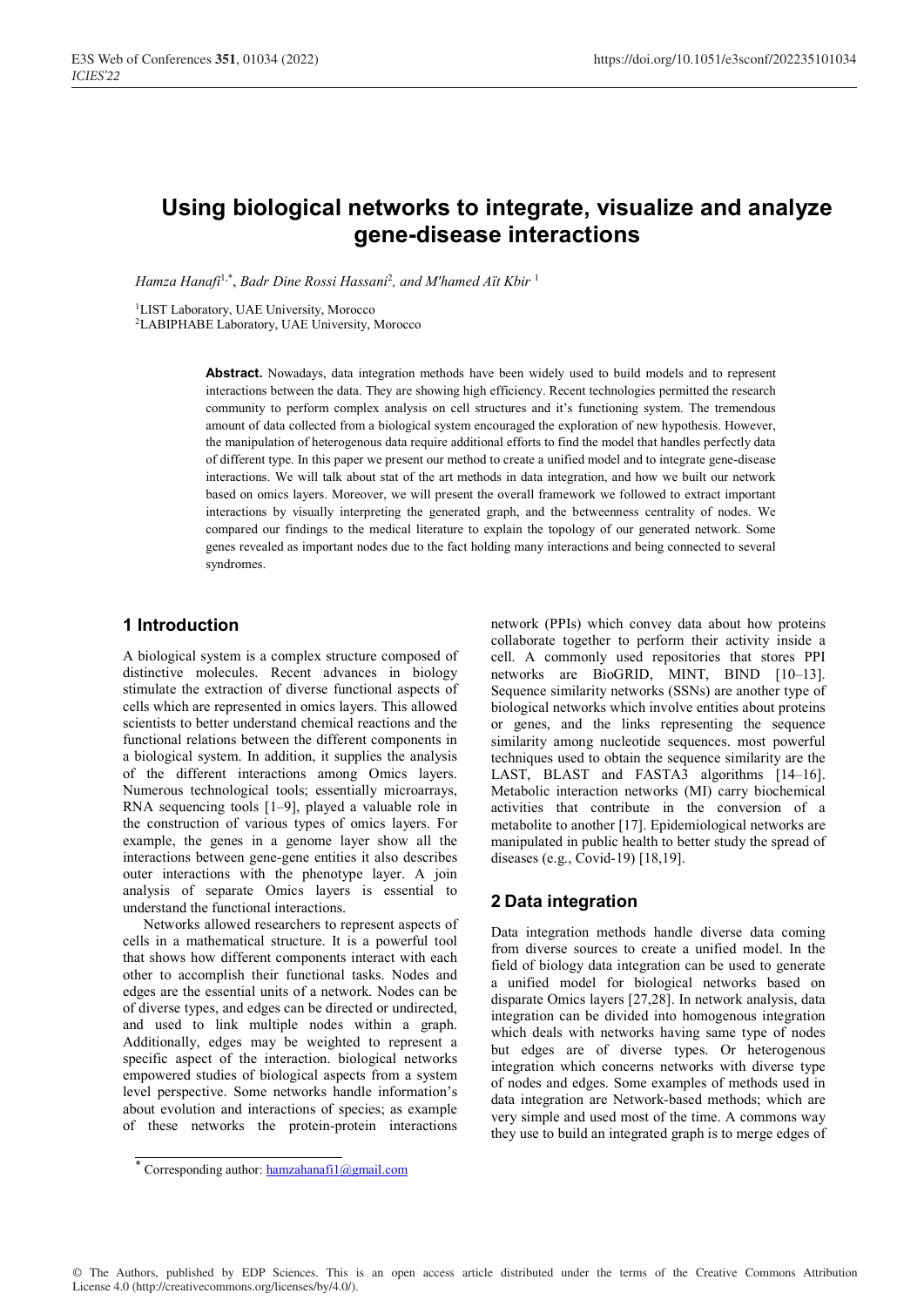# Using biological networks to integrate, visualize and analyze gene-disease interactions

*Hamza Hanafi*[1,*], *Badr Dine Rossi Hassani*[2], *and M'hamed Aït Kbir* [1]

[1]LIST Laboratory, UAE University, Morocco

[2]LABIPHABE Laboratory, UAE University, Morocco

**Abstract.** Nowadays, data integration methods have been widely used to build models and to represent interactions between the data. They are showing high efficiency. Recent technologies permitted the research community to perform complex analysis on cell structures and it's functioning system. The tremendous amount of data collected from a biological system encouraged the exploration of new hypothesis. However, the manipulation of heterogenous data require additional efforts to find the model that handles perfectly data of different type. In this paper we present our method to create a unified model and to integrate gene-disease interactions. We will talk about stat of the art methods in data integration, and how we built our network based on omics layers. Moreover, we will present the overall framework we followed to extract important interactions by visually interpreting the generated graph, and the betweenness centrality of nodes. We compared our findings to the medical literature to explain the topology of our generated network. Some genes revealed as important nodes due to the fact holding many interactions and being connected to several syndromes.

## 1 Introduction

A biological system is a complex structure composed of distinctive molecules. Recent advances in biology stimulate the extraction of diverse functional aspects of cells which are represented in omics layers. This allowed scientists to better understand chemical reactions and the functional relations between the different components in a biological system. In addition, it supplies the analysis of the different interactions among Omics layers. Numerous technological tools; essentially microarrays, RNA sequencing tools [1–9], played a valuable role in the construction of various types of omics layers. For example, the genes in a genome layer show all the interactions between gene-gene entities it also describes outer interactions with the phenotype layer. A join analysis of separate Omics layers is essential to understand the functional interactions.

Networks allowed researchers to represent aspects of cells in a mathematical structure. It is a powerful tool that shows how different components interact with each other to accomplish their functional tasks. Nodes and edges are the essential units of a network. Nodes can be of diverse types, and edges can be directed or undirected, and used to link multiple nodes within a graph. Additionally, edges may be weighted to represent a specific aspect of the interaction. biological networks empowered studies of biological aspects from a system level perspective. Some networks handle information's about evolution and interactions of species; as example of these networks the protein-protein interactions network (PPIs) which convey data about how proteins collaborate together to perform their activity inside a cell. A commonly used repositories that stores PPI networks are BioGRID, MINT, BIND [10–13]. Sequence similarity networks (SSNs) are another type of biological networks which involve entities about proteins or genes, and the links representing the sequence similarity among nucleotide sequences. most powerful techniques used to obtain the sequence similarity are the LAST, BLAST and FASTA3 algorithms [14–16]. Metabolic interaction networks (MI) carry biochemical activities that contribute in the conversion of a metabolite to another [17]. Epidemiological networks are manipulated in public health to better study the spread of diseases (e.g., Covid-19) [18,19].

## 2 Data integration

Data integration methods handle diverse data coming from diverse sources to create a unified model. In the field of biology data integration can be used to generate a unified model for biological networks based on disparate Omics layers [27,28]. In network analysis, data integration can be divided into homogenous integration which deals with networks having same type of nodes but edges are of diverse types. Or heterogenous integration which concerns networks with diverse type of nodes and edges. Some examples of methods used in data integration are Network-based methods; which are very simple and used most of the time. A commons way they use to build an integrated graph is to merge edges of

[*] Corresponding author: hamzahanafi1@gmail.com

© The Authors, published by EDP Sciences. This is an open access article distributed under the terms of the Creative Commons Attribution License 4.0 (http://creativecommons.org/licenses/by/4.0/).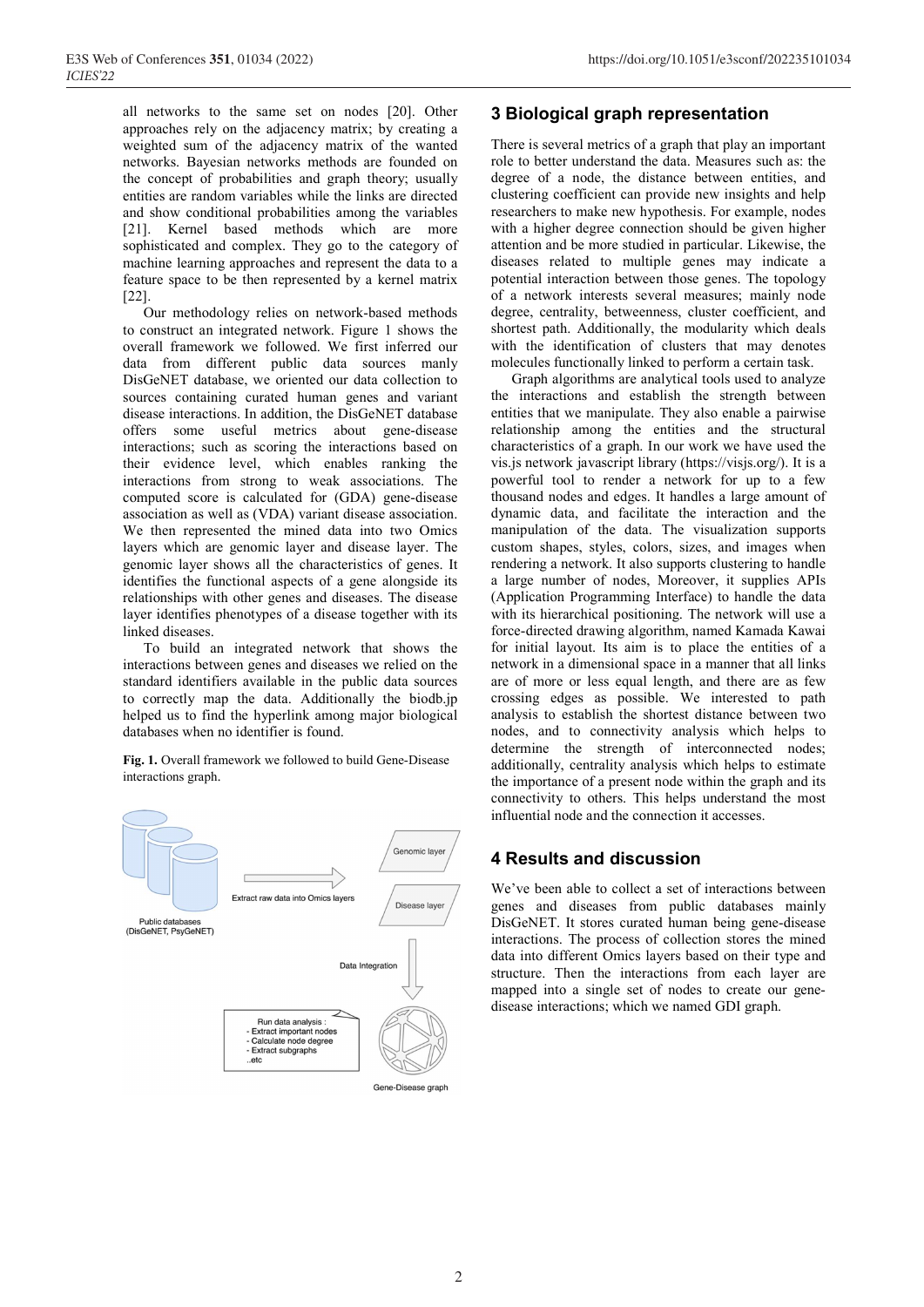all networks to the same set on nodes [20]. Other approaches rely on the adjacency matrix; by creating a weighted sum of the adjacency matrix of the wanted networks. Bayesian networks methods are founded on the concept of probabilities and graph theory; usually entities are random variables while the links are directed and show conditional probabilities among the variables [21]. Kernel based methods which are more sophisticated and complex. They go to the category of machine learning approaches and represent the data to a feature space to be then represented by a kernel matrix [22].

Our methodology relies on network-based methods to construct an integrated network. Figure 1 shows the overall framework we followed. We first inferred our data from different public data sources manly DisGeNET database, we oriented our data collection to sources containing curated human genes and variant disease interactions. In addition, the DisGeNET database offers some useful metrics about gene-disease interactions; such as scoring the interactions based on their evidence level, which enables ranking the interactions from strong to weak associations. The computed score is calculated for (GDA) gene-disease association as well as (VDA) variant disease association. We then represented the mined data into two Omics layers which are genomic layer and disease layer. The genomic layer shows all the characteristics of genes. It identifies the functional aspects of a gene alongside its relationships with other genes and diseases. The disease layer identifies phenotypes of a disease together with its linked diseases.

To build an integrated network that shows the interactions between genes and diseases we relied on the standard identifiers available in the public data sources to correctly map the data. Additionally the biodb.jp helped us to find the hyperlink among major biological databases when no identifier is found.

**Fig. 1.** Overall framework we followed to build Gene-Disease interactions graph.

Public databases (DisGeNET, PsyGeNET)

Extract raw data into Omics layers

Genomic layer

Disease layer

Data Integration

Run data analysis :
- Extract important nodes
- Calculate node degree
- Extract subgraphs
..etc

Gene-Disease graph

## 3 Biological graph representation

There is several metrics of a graph that play an important role to better understand the data. Measures such as: the degree of a node, the distance between entities, and clustering coefficient can provide new insights and help researchers to make new hypothesis. For example, nodes with a higher degree connection should be given higher attention and be more studied in particular. Likewise, the diseases related to multiple genes may indicate a potential interaction between those genes. The topology of a network interests several measures; mainly node degree, centrality, betweenness, cluster coefficient, and shortest path. Additionally, the modularity which deals with the identification of clusters that may denotes molecules functionally linked to perform a certain task.

Graph algorithms are analytical tools used to analyze the interactions and establish the strength between entities that we manipulate. They also enable a pairwise relationship among the entities and the structural characteristics of a graph. In our work we have used the vis.js network javascript library (https://visjs.org/). It is a powerful tool to render a network for up to a few thousand nodes and edges. It handles a large amount of dynamic data, and facilitate the interaction and the manipulation of the data. The visualization supports custom shapes, styles, colors, sizes, and images when rendering a network. It also supports clustering to handle a large number of nodes, Moreover, it supplies APIs (Application Programming Interface) to handle the data with its hierarchical positioning. The network will use a force-directed drawing algorithm, named Kamada Kawai for initial layout. Its aim is to place the entities of a network in a dimensional space in a manner that all links are of more or less equal length, and there are as few crossing edges as possible. We interested to path analysis to establish the shortest distance between two nodes, and to connectivity analysis which helps to determine the strength of interconnected nodes; additionally, centrality analysis which helps to estimate the importance of a present node within the graph and its connectivity to others. This helps understand the most influential node and the connection it accesses.

## 4 Results and discussion

We've been able to collect a set of interactions between genes and diseases from public databases mainly DisGeNET. It stores curated human being gene-disease interactions. The process of collection stores the mined data into different Omics layers based on their type and structure. Then the interactions from each layer are mapped into a single set of nodes to create our gene-disease interactions; which we named GDI graph.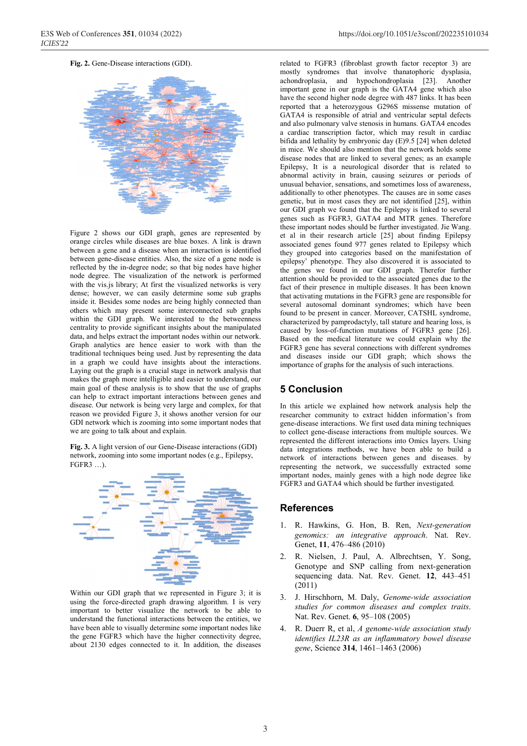**Fig. 2.** Gene-Disease interactions (GDI).

Figure 2 shows our GDI graph, genes are represented by orange circles while diseases are blue boxes. A link is drawn between a gene and a disease when an interaction is identified between gene-disease entities. Also, the size of a gene node is reflected by the in-degree node; so that big nodes have higher node degree. The visualization of the network is performed with the vis.js library; At first the visualized networks is very dense; however, we can easily determine some sub graphs inside it. Besides some nodes are being highly connected than others which may present some interconnected sub graphs within the GDI graph. We interested to the betweenness centrality to provide significant insights about the manipulated data, and helps extract the important nodes within our network. Graph analytics are hence easier to work with than the traditional techniques being used. Just by representing the data in a graph we could have insights about the interactions. Laying out the graph is a crucial stage in network analysis that makes the graph more intelligible and easier to understand, our main goal of these analysis is to show that the use of graphs can help to extract important interactions between genes and disease. Our network is being very large and complex, for that reason we provided Figure 3, it shows another version for our GDI network which is zooming into some important nodes that we are going to talk about and explain.

**Fig. 3.** A light version of our Gene-Disease interactions (GDI) network, zooming into some important nodes (e.g., Epilepsy, FGFR3 …).

Within our GDI graph that we represented in Figure 3; it is using the force-directed graph drawing algorithm. I is very important to better visualize the network to be able to understand the functional interactions between the entities, we have been able to visually determine some important nodes like the gene FGFR3 which have the higher connectivity degree, about 2130 edges connected to it. In addition, the diseases related to FGFR3 (fibroblast growth factor receptor 3) are mostly syndromes that involve thanatophoric dysplasia, achondroplasia, and hypochondroplasia [23]. Another important gene in our graph is the GATA4 gene which also have the second higher node degree with 487 links. It has been reported that a heterozygous G296S missense mutation of GATA4 is responsible of atrial and ventricular septal defects and also pulmonary valve stenosis in humans. GATA4 encodes a cardiac transcription factor, which may result in cardiac bifida and lethality by embryonic day (E)9.5 [24] when deleted in mice. We should also mention that the network holds some disease nodes that are linked to several genes; as an example Epilepsy, It is a neurological disorder that is related to abnormal activity in brain, causing seizures or periods of unusual behavior, sensations, and sometimes loss of awareness, additionally to other phenotypes. The causes are in some cases genetic, but in most cases they are not identified [25], within our GDI graph we found that the Epilepsy is linked to several genes such as FGFR3, GATA4 and MTR genes. Therefore these important nodes should be further investigated. Jie Wang. et al in their research article [25] about finding Epilepsy associated genes found 977 genes related to Epilepsy which they grouped into categories based on the manifestation of epilepsy' phenotype. They also discovered it is associated to the genes we found in our GDI graph. Therefor further attention should be provided to the associated genes due to the fact of their presence in multiple diseases. It has been known that activating mutations in the FGFR3 gene are responsible for several autosomal dominant syndromes; which have been found to be present in cancer. Moreover, CATSHL syndrome, characterized by pamprodactyly, tall stature and hearing loss, is caused by loss-of-function mutations of FGFR3 gene [26]. Based on the medical literature we could explain why the FGFR3 gene has several connections with different syndromes and diseases inside our GDI graph; which shows the importance of graphs for the analysis of such interactions.

## 5 Conclusion

In this article we explained how network analysis help the researcher community to extract hidden information's from gene-disease interactions. We first used data mining techniques to collect gene-disease interactions from multiple sources. We represented the different interactions into Omics layers. Using data integrations methods, we have been able to build a network of interactions between genes and diseases. by representing the network, we successfully extracted some important nodes, mainly genes with a high node degree like FGFR3 and GATA4 which should be further investigated.

## References

1. R. Hawkins, G. Hon, B. Ren, *Next-generation genomics: an integrative approach*. Nat. Rev. Genet, **11**, 476–486 (2010)
2. R. Nielsen, J. Paul, A. Albrechtsen, Y. Song, Genotype and SNP calling from next-generation sequencing data. Nat. Rev. Genet. **12**, 443–451 (2011)
3. J. Hirschhorn, M. Daly, *Genome-wide association studies for common diseases and complex traits*. Nat. Rev. Genet. **6**, 95–108 (2005)
4. R. Duerr R, et al, *A genome-wide association study identifies IL23R as an inflammatory bowel disease gene*, Science **314**, 1461–1463 (2006)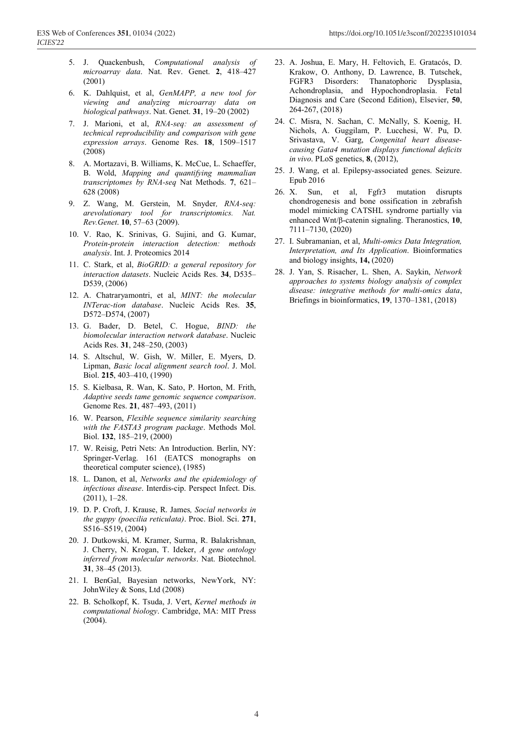5. J. Quackenbush, *Computational analysis of microarray data*. Nat. Rev. Genet. **2**, 418–427 (2001)
6. K. Dahlquist, et al, *GenMAPP, a new tool for viewing and analyzing microarray data on biological pathways*. Nat. Genet. **31**, 19–20 (2002)
7. J. Marioni, et al, *RNA-seq: an assessment of technical reproducibility and comparison with gene expression arrays*. Genome Res. **18**, 1509–1517 (2008)
8. A. Mortazavi, B. Williams, K. McCue, L. Schaeffer, B. Wold, *Mapping and quantifying mammalian transcriptomes by RNA-seq* Nat Methods. **7**, 621–628 (2008)
9. Z. Wang, M. Gerstein, M. Snyder*, RNA-seq: arevolutionary tool for transcriptomics. Nat. Rev.Genet*. **10**, 57–63 (2009).
10. V. Rao, K. Srinivas, G. Sujini, and G. Kumar, *Protein-protein interaction detection: methods analysis*. Int. J. Proteomics 2014
11. C. Stark, et al, *BioGRID: a general repository for interaction datasets*. Nucleic Acids Res. **34**, D535–D539, (2006)
12. A. Chatraryamontri, et al, *MINT: the molecular INTerac-tion database*. Nucleic Acids Res. **35**, D572–D574, (2007)
13. G. Bader, D. Betel, C. Hogue, *BIND: the biomolecular interaction network database*. Nucleic Acids Res. **31**, 248–250, (2003)
14. S. Altschul, W. Gish, W. Miller, E. Myers, D. Lipman, *Basic local alignment search tool*. J. Mol. Biol. **215**, 403–410, (1990)
15. S. Kielbasa, R. Wan, K. Sato, P. Horton, M. Frith, *Adaptive seeds tame genomic sequence comparison*. Genome Res. **21**, 487–493, (2011)
16. W. Pearson, *Flexible sequence similarity searching with the FASTA3 program package*. Methods Mol. Biol. **132**, 185–219, (2000)
17. W. Reisig, Petri Nets: An Introduction. Berlin, NY: Springer-Verlag. 161 (EATCS monographs on theoretical computer science), (1985)
18. L. Danon, et al, *Networks and the epidemiology of infectious disease*. Interdis-cip. Perspect Infect. Dis. (2011), 1–28.
19. D. P. Croft, J. Krause, R. James*, Social networks in the guppy (poecilia reticulata)*. Proc. Biol. Sci. **271**, S516–S519, (2004)
20. J. Dutkowski, M. Kramer, Surma, R. Balakrishnan, J. Cherry, N. Krogan, T. Ideker, *A gene ontology inferred from molecular networks*. Nat. Biotechnol. **31**, 38–45 (2013).
21. I. BenGal, Bayesian networks, NewYork, NY: JohnWiley & Sons, Ltd (2008)
22. B. Scholkopf, K. Tsuda, J. Vert, *Kernel methods in computational biology*. Cambridge, MA: MIT Press (2004).
23. A. Joshua, E. Mary, H. Feltovich, E. Gratacós, D. Krakow, O. Anthony, D. Lawrence, B. Tutschek, FGFR3 Disorders: Thanatophoric Dysplasia, Achondroplasia, and Hypochondroplasia. Fetal Diagnosis and Care (Second Edition), Elsevier, **50**, 264-267, (2018)
24. C. Misra, N. Sachan, C. McNally, S. Koenig, H. Nichols, A. Guggilam, P. Lucchesi, W. Pu, D. Srivastava, V. Garg, *Congenital heart disease-causing Gata4 mutation displays functional deficits in vivo*. PLoS genetics, **8**, (2012),
25. J. Wang, et al. Epilepsy-associated genes. Seizure. Epub 2016
26. X. Sun, et al, Fgfr3 mutation disrupts chondrogenesis and bone ossification in zebrafish model mimicking CATSHL syndrome partially via enhanced Wnt/β-catenin signaling. Theranostics, **10**, 7111–7130, (2020)
27. I. Subramanian, et al, *Multi-omics Data Integration, Interpretation, and Its Application*. Bioinformatics and biology insights, **14,** (2020)
28. J. Yan, S. Risacher, L. Shen, A. Saykin, *Network approaches to systems biology analysis of complex disease: integrative methods for multi-omics data*, Briefings in bioinformatics, **19**, 1370–1381, (2018)